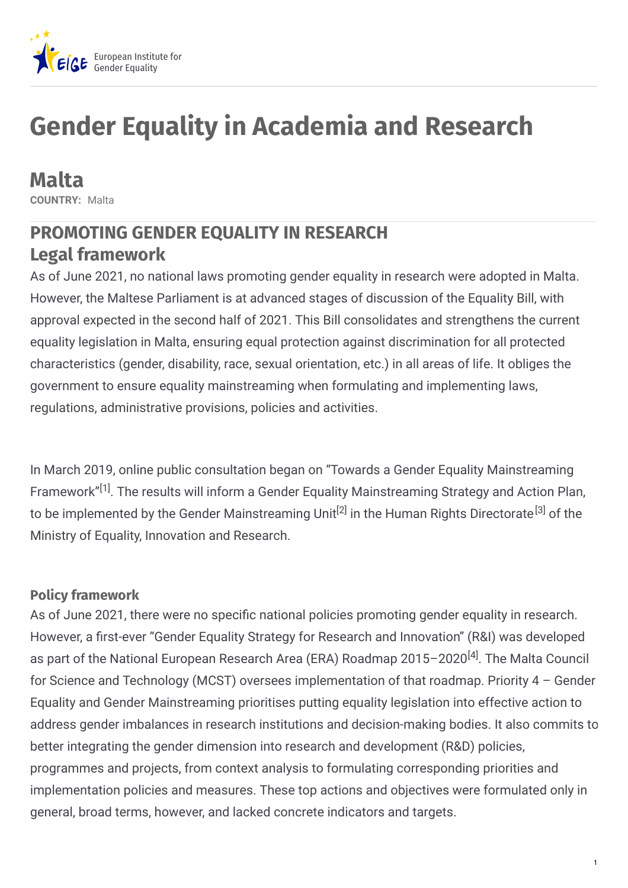# Gender Equality in Academia and Research

## Malta

**COUNTRY:** Malta

## PROMOTING GENDER EQUALITY IN RESEARCH

## Legal framework

As of June 2021, no national laws promoting gender equality in research were adopted in Malta. However, the Maltese Parliament is at advanced stages of discussion of the Equality Bill, with approval expected in the second half of 2021. This Bill consolidates and strengthens the current equality legislation in Malta, ensuring equal protection against discrimination for all protected characteristics (gender, disability, race, sexual orientation, etc.) in all areas of life. It obliges the government to ensure equality mainstreaming when formulating and implementing laws, regulations, administrative provisions, policies and activities.

In March 2019, online public consultation began on "Towards a Gender Equality Mainstreaming Framework"[1]. The results will inform a Gender Equality Mainstreaming Strategy and Action Plan, to be implemented by the Gender Mainstreaming Unit[2] in the Human Rights Directorate[3] of the Ministry of Equality, Innovation and Research.

### Policy framework

As of June 2021, there were no specific national policies promoting gender equality in research. However, a first-ever "Gender Equality Strategy for Research and Innovation" (R&I) was developed as part of the National European Research Area (ERA) Roadmap 2015–2020[4]. The Malta Council for Science and Technology (MCST) oversees implementation of that roadmap. Priority 4 – Gender Equality and Gender Mainstreaming prioritises putting equality legislation into effective action to address gender imbalances in research institutions and decision-making bodies. It also commits to better integrating the gender dimension into research and development (R&D) policies, programmes and projects, from context analysis to formulating corresponding priorities and implementation policies and measures. These top actions and objectives were formulated only in general, broad terms, however, and lacked concrete indicators and targets.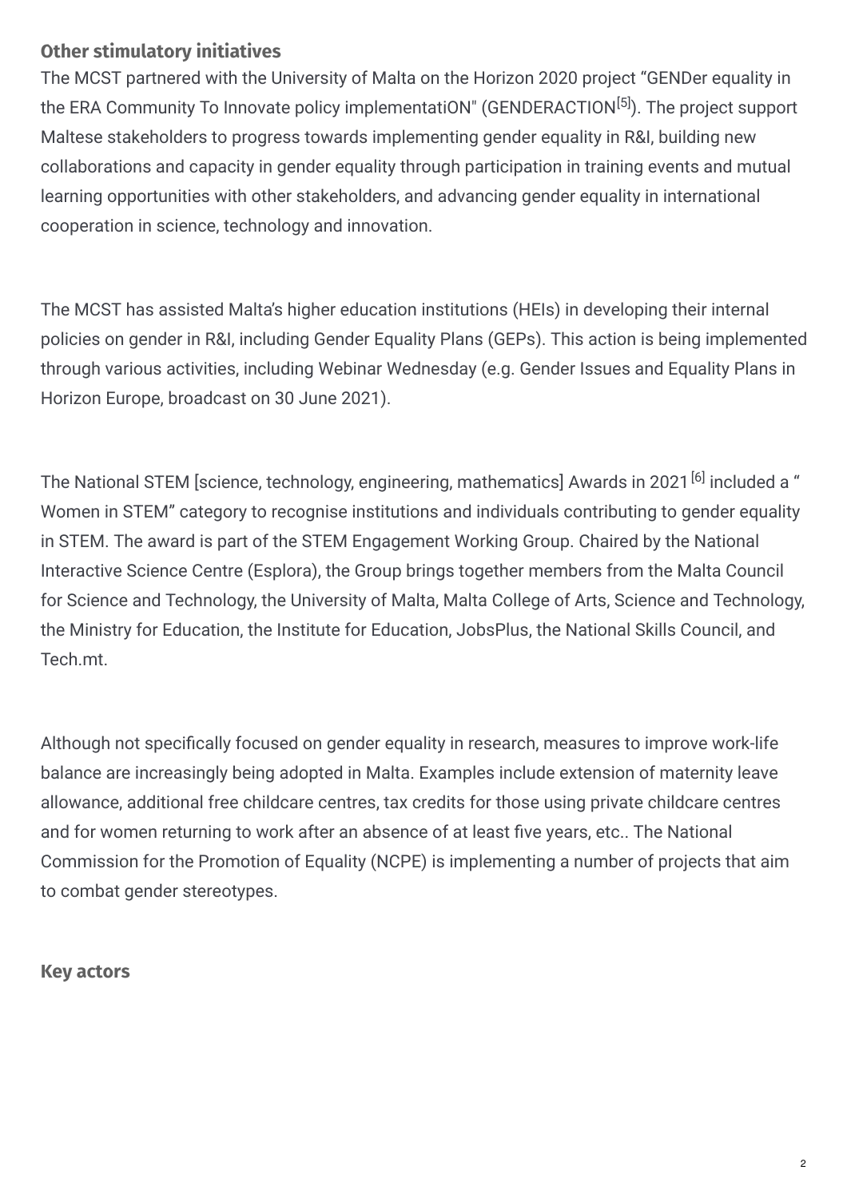## Other stimulatory initiatives

The MCST partnered with the University of Malta on the Horizon 2020 project "GENDer equality in the ERA Community To Innovate policy implementatiON" (GENDERACTION[5]). The project support Maltese stakeholders to progress towards implementing gender equality in R&I, building new collaborations and capacity in gender equality through participation in training events and mutual learning opportunities with other stakeholders, and advancing gender equality in international cooperation in science, technology and innovation.

The MCST has assisted Malta's higher education institutions (HEIs) in developing their internal policies on gender in R&I, including Gender Equality Plans (GEPs). This action is being implemented through various activities, including Webinar Wednesday (e.g. Gender Issues and Equality Plans in Horizon Europe, broadcast on 30 June 2021).

The National STEM [science, technology, engineering, mathematics] Awards in 2021 [6] included a " Women in STEM" category to recognise institutions and individuals contributing to gender equality in STEM. The award is part of the STEM Engagement Working Group. Chaired by the National Interactive Science Centre (Esplora), the Group brings together members from the Malta Council for Science and Technology, the University of Malta, Malta College of Arts, Science and Technology, the Ministry for Education, the Institute for Education, JobsPlus, the National Skills Council, and Tech.mt.

Although not specifically focused on gender equality in research, measures to improve work-life balance are increasingly being adopted in Malta. Examples include extension of maternity leave allowance, additional free childcare centres, tax credits for those using private childcare centres and for women returning to work after an absence of at least five years, etc.. The National Commission for the Promotion of Equality (NCPE) is implementing a number of projects that aim to combat gender stereotypes.

## Key actors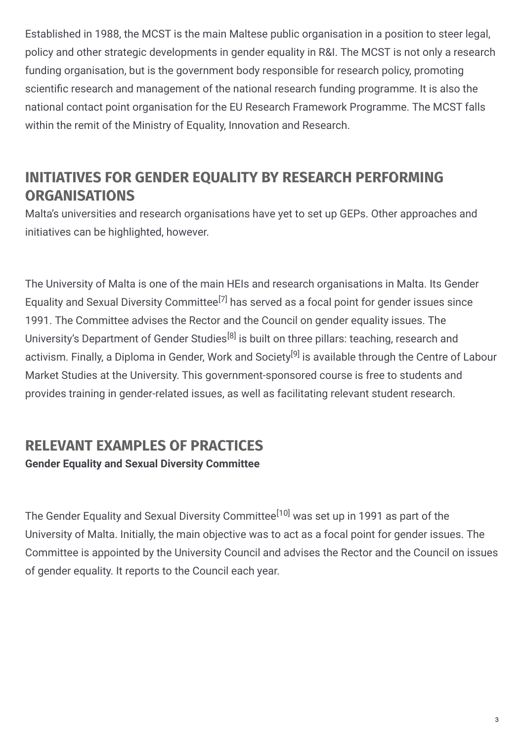Established in 1988, the MCST is the main Maltese public organisation in a position to steer legal, policy and other strategic developments in gender equality in R&I. The MCST is not only a research funding organisation, but is the government body responsible for research policy, promoting scientific research and management of the national research funding programme. It is also the national contact point organisation for the EU Research Framework Programme. The MCST falls within the remit of the Ministry of Equality, Innovation and Research.

## INITIATIVES FOR GENDER EQUALITY BY RESEARCH PERFORMING ORGANISATIONS

Malta's universities and research organisations have yet to set up GEPs. Other approaches and initiatives can be highlighted, however.

The University of Malta is one of the main HEIs and research organisations in Malta. Its Gender Equality and Sexual Diversity Committee[7] has served as a focal point for gender issues since 1991. The Committee advises the Rector and the Council on gender equality issues. The University's Department of Gender Studies[8] is built on three pillars: teaching, research and activism. Finally, a Diploma in Gender, Work and Society[9] is available through the Centre of Labour Market Studies at the University. This government-sponsored course is free to students and provides training in gender-related issues, as well as facilitating relevant student research.

## RELEVANT EXAMPLES OF PRACTICES

**Gender Equality and Sexual Diversity Committee**

The Gender Equality and Sexual Diversity Committee[10] was set up in 1991 as part of the University of Malta. Initially, the main objective was to act as a focal point for gender issues. The Committee is appointed by the University Council and advises the Rector and the Council on issues of gender equality. It reports to the Council each year.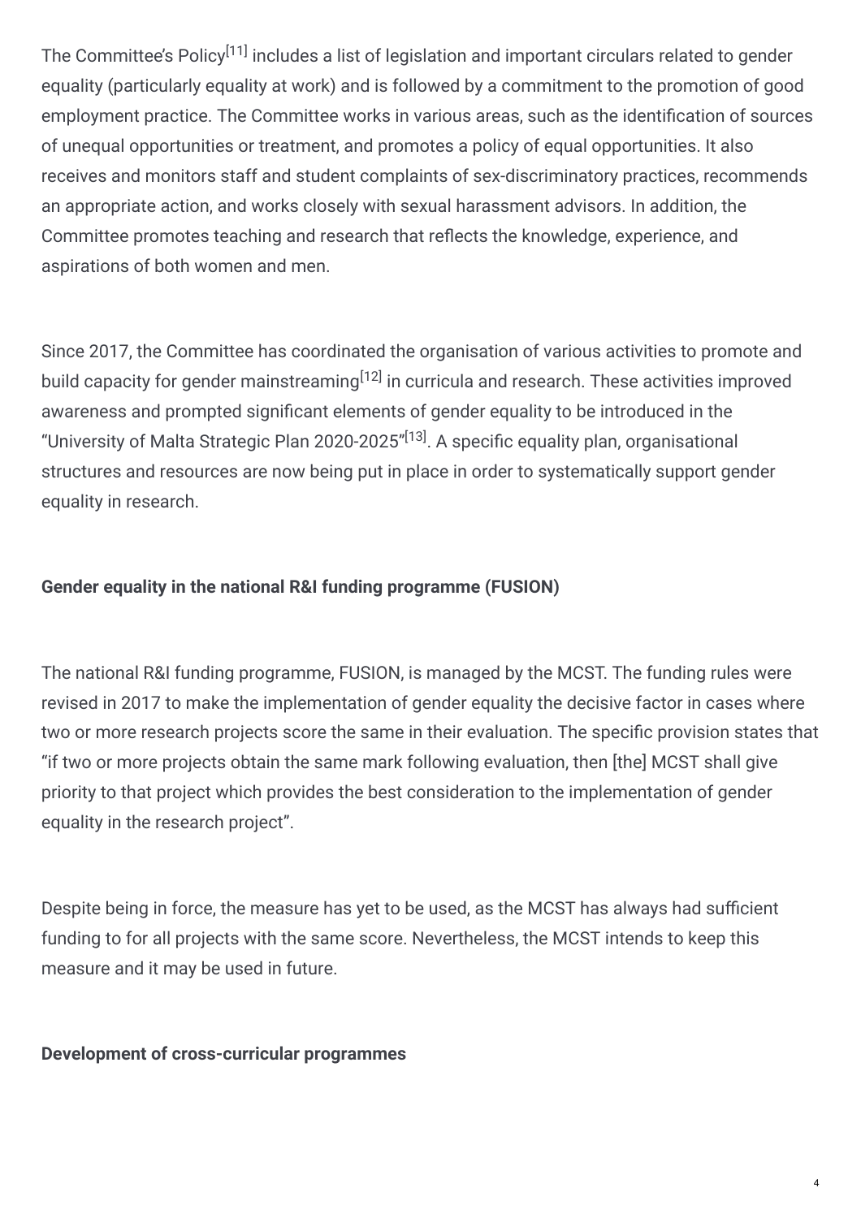The Committee's Policy[11] includes a list of legislation and important circulars related to gender equality (particularly equality at work) and is followed by a commitment to the promotion of good employment practice. The Committee works in various areas, such as the identification of sources of unequal opportunities or treatment, and promotes a policy of equal opportunities. It also receives and monitors staff and student complaints of sex-discriminatory practices, recommends an appropriate action, and works closely with sexual harassment advisors. In addition, the Committee promotes teaching and research that reflects the knowledge, experience, and aspirations of both women and men.

Since 2017, the Committee has coordinated the organisation of various activities to promote and build capacity for gender mainstreaming[12] in curricula and research. These activities improved awareness and prompted significant elements of gender equality to be introduced in the "University of Malta Strategic Plan 2020-2025"[13]. A specific equality plan, organisational structures and resources are now being put in place in order to systematically support gender equality in research.

**Gender equality in the national R&I funding programme (FUSION)**

The national R&I funding programme, FUSION, is managed by the MCST. The funding rules were revised in 2017 to make the implementation of gender equality the decisive factor in cases where two or more research projects score the same in their evaluation. The specific provision states that "if two or more projects obtain the same mark following evaluation, then [the] MCST shall give priority to that project which provides the best consideration to the implementation of gender equality in the research project".

Despite being in force, the measure has yet to be used, as the MCST has always had sufficient funding to for all projects with the same score. Nevertheless, the MCST intends to keep this measure and it may be used in future.

**Development of cross-curricular programmes**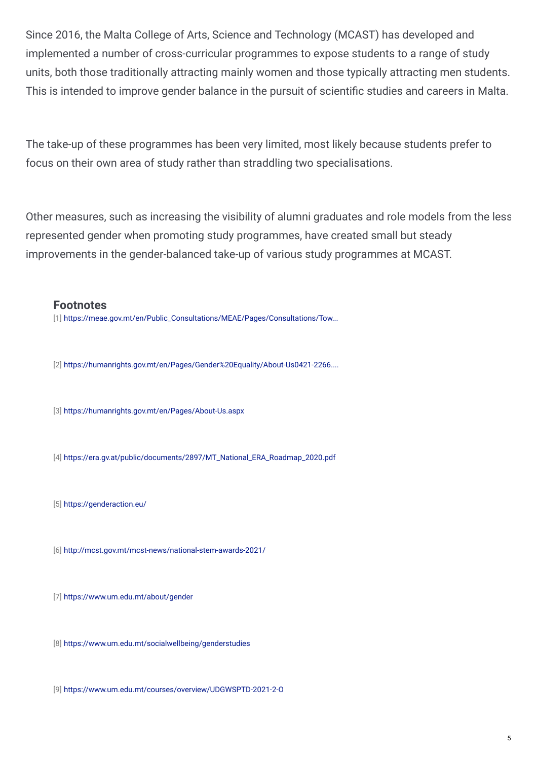Since 2016, the Malta College of Arts, Science and Technology (MCAST) has developed and implemented a number of cross-curricular programmes to expose students to a range of study units, both those traditionally attracting mainly women and those typically attracting men students. This is intended to improve gender balance in the pursuit of scientific studies and careers in Malta.

The take-up of these programmes has been very limited, most likely because students prefer to focus on their own area of study rather than straddling two specialisations.

Other measures, such as increasing the visibility of alumni graduates and role models from the less represented gender when promoting study programmes, have created small but steady improvements in the gender-balanced take-up of various study programmes at MCAST.

### Footnotes

[1] https://meae.gov.mt/en/Public_Consultations/MEAE/Pages/Consultations/Tow...

[2] https://humanrights.gov.mt/en/Pages/Gender%20Equality/About-Us0421-2266....

[3] https://humanrights.gov.mt/en/Pages/About-Us.aspx

[4] https://era.gv.at/public/documents/2897/MT_National_ERA_Roadmap_2020.pdf

[5] https://genderaction.eu/

[6] http://mcst.gov.mt/mcst-news/national-stem-awards-2021/

[7] https://www.um.edu.mt/about/gender

[8] https://www.um.edu.mt/socialwellbeing/genderstudies

[9] https://www.um.edu.mt/courses/overview/UDGWSPTD-2021-2-O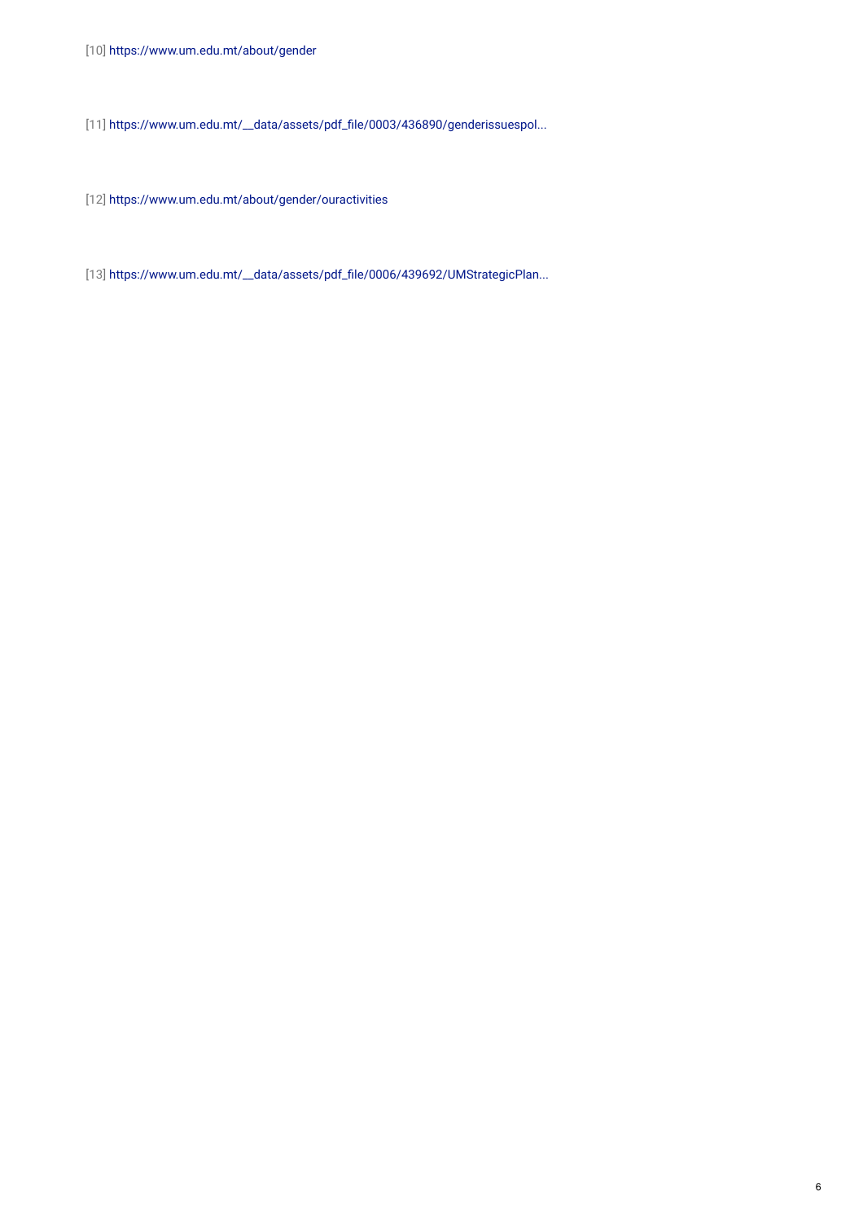[10] https://www.um.edu.mt/about/gender

[11] https://www.um.edu.mt/__data/assets/pdf_file/0003/436890/genderissuespol...

[12] https://www.um.edu.mt/about/gender/ouractivities

[13] https://www.um.edu.mt/__data/assets/pdf_file/0006/439692/UMStrategicPlan...